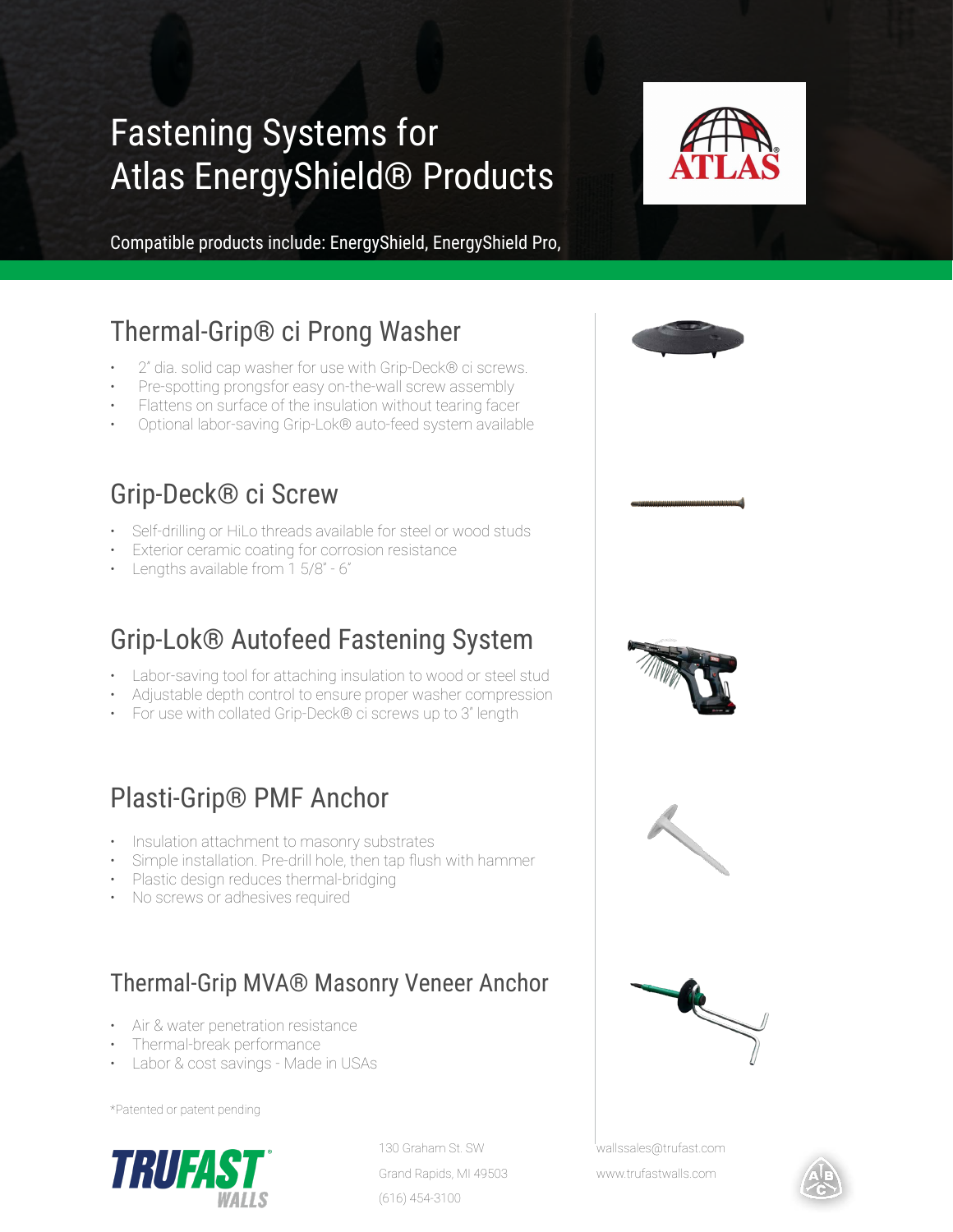# Fastening Systems for Atlas EnergyShield® Products

Compatible products include: EnergyShield, EnergyShield Pro,

## Thermal-Grip® ci Prong Washer

- 2" dia. solid cap washer for use with Grip-Deck® ci screws.
- Pre-spotting prongsfor easy on-the-wall screw assembly
- Flattens on surface of the insulation without tearing facer
- Optional labor-saving Grip-Lok® auto-feed system available

## Grip-Deck® ci Screw

- Self-drilling or HiLo threads available for steel or wood studs
- Exterior ceramic coating for corrosion resistance
- Lengths available from 1 5/8" - 6"

## Grip-Lok® Autofeed Fastening System

- Labor-saving tool for attaching insulation to wood or steel stud
- Adjustable depth control to ensure proper washer compression
- For use with collated Grip-Deck® ci screws up to 3" length

## Plasti-Grip® PMF Anchor

- Insulation attachment to masonry substrates
- Simple installation. Pre-drill hole, then tap flush with hammer
- Plastic design reduces thermal-bridging
- No screws or adhesives required

## Thermal-Grip MVA® Masonry Veneer Anchor

- Air & water penetration resistance
- Thermal-break performance
- Labor & cost savings - Made in USAs

*Patented or patent pending

TRUFAST WALLS

130 Graham St. SW
Grand Rapids, MI 49503
(616) 454-3100

wallssales@trufast.com
www.trufastwalls.com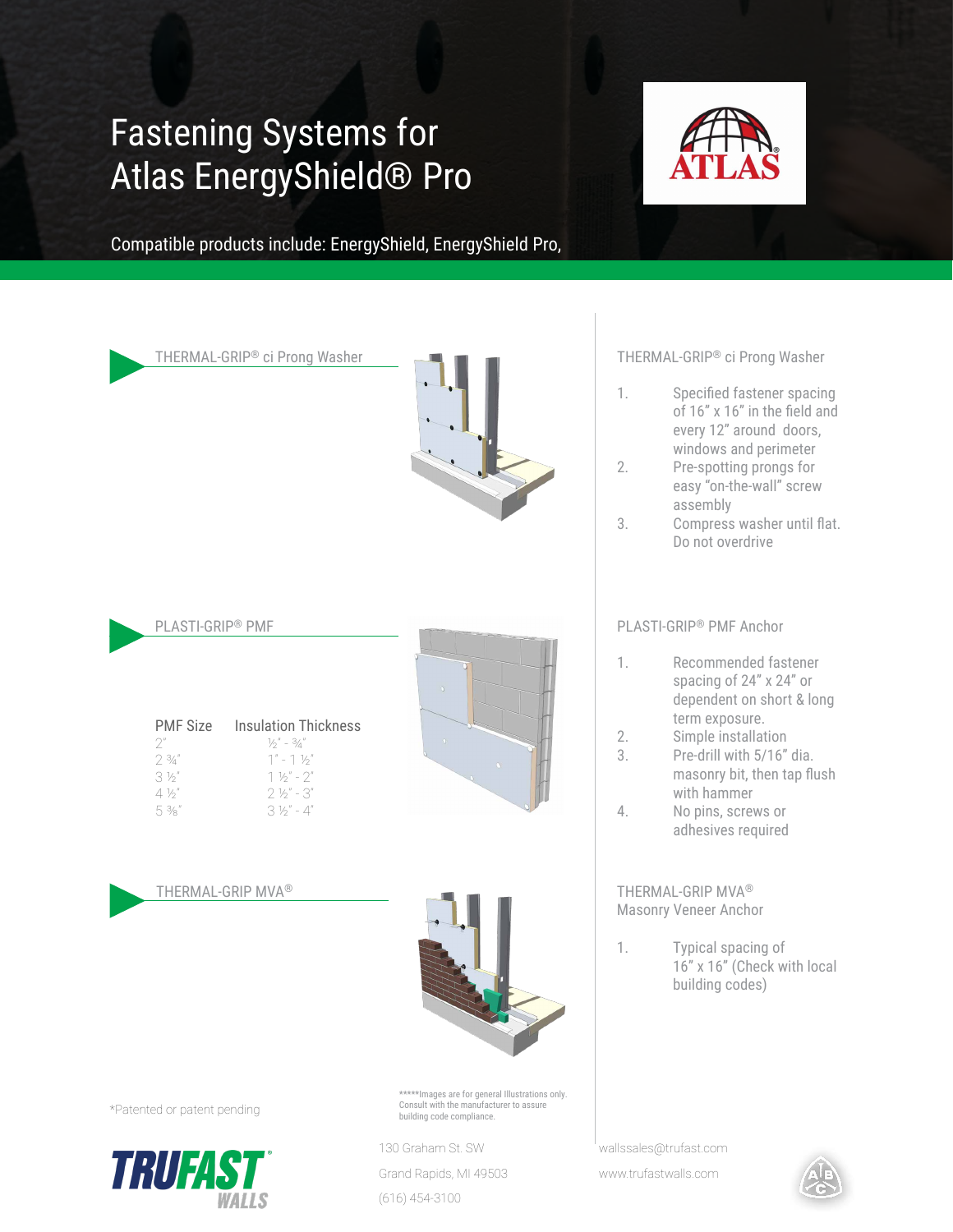# Fastening Systems for Atlas EnergyShield® Pro

Compatible products include: EnergyShield, EnergyShield Pro,

## THERMAL-GRIP® ci Prong Washer

THERMAL-GRIP® ci Prong Washer

1. Specified fastener spacing of 16" x 16" in the field and every 12" around doors, windows and perimeter
2. Pre-spotting prongs for easy "on-the-wall" screw assembly
3. Compress washer until flat. Do not overdrive

## PLASTI-GRIP® PMF

| PMF Size | Insulation Thickness |
|---|---|
| 2" | ½" - ¾" |
| 2 ¾" | 1" - 1 ½" |
| 3 ½" | 1 ½" - 2" |
| 4 ½" | 2 ½" - 3" |
| 5 ⅜" | 3 ½" - 4" |

PLASTI-GRIP® PMF Anchor

1. Recommended fastener spacing of 24" x 24" or dependent on short & long term exposure.
2. Simple installation
3. Pre-drill with 5/16" dia. masonry bit, then tap flush with hammer
4. No pins, screws or adhesives required

## THERMAL-GRIP MVA®

THERMAL-GRIP MVA® Masonry Veneer Anchor

1. Typical spacing of 16" x 16" (Check with local building codes)

*Patented or patent pending

*****Images are for general Illustrations only. Consult with the manufacturer to assure building code compliance.

TRUFAST WALLS

130 Graham St. SW
Grand Rapids, MI 49503
(616) 454-3100

wallssales@trufast.com
www.trufastwalls.com